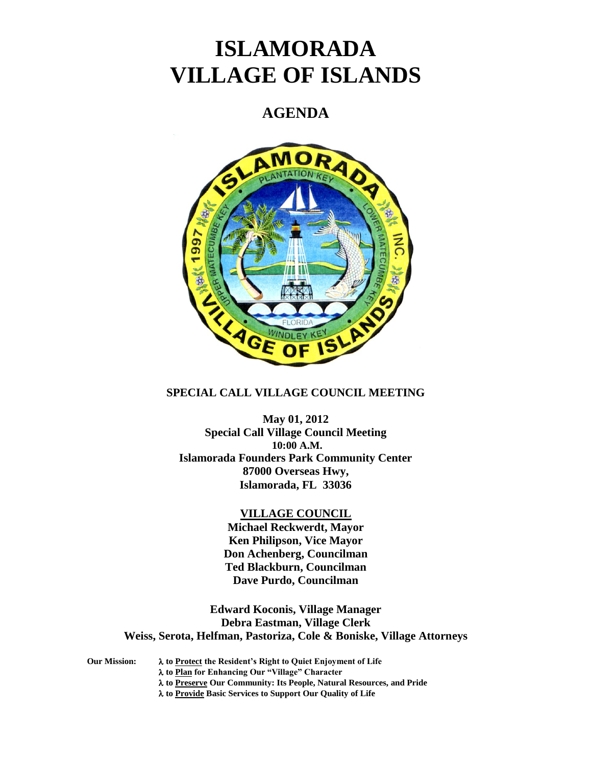# ISLAMORADA VILLAGE OF ISLANDS

## AGENDA

**SPECIAL CALL VILLAGE COUNCIL MEETING**

**May 01, 2012**
**Special Call Village Council Meeting**
**10:00 A.M.**
**Islamorada Founders Park Community Center**
**87000 Overseas Hwy,**
**Islamorada, FL 33036**

**VILLAGE COUNCIL**
**Michael Reckwerdt, Mayor**
**Ken Philipson, Vice Mayor**
**Don Achenberg, Councilman**
**Ted Blackburn, Councilman**
**Dave Purdo, Councilman**

**Edward Koconis, Village Manager**
**Debra Eastman, Village Clerk**
**Weiss, Serota, Helfman, Pastoriza, Cole & Boniske, Village Attorneys**

**Our Mission:**
- **λ to Protect the Resident's Right to Quiet Enjoyment of Life**
- **λ to Plan for Enhancing Our "Village" Character**
- **λ to Preserve Our Community: Its People, Natural Resources, and Pride**
- **λ to Provide Basic Services to Support Our Quality of Life**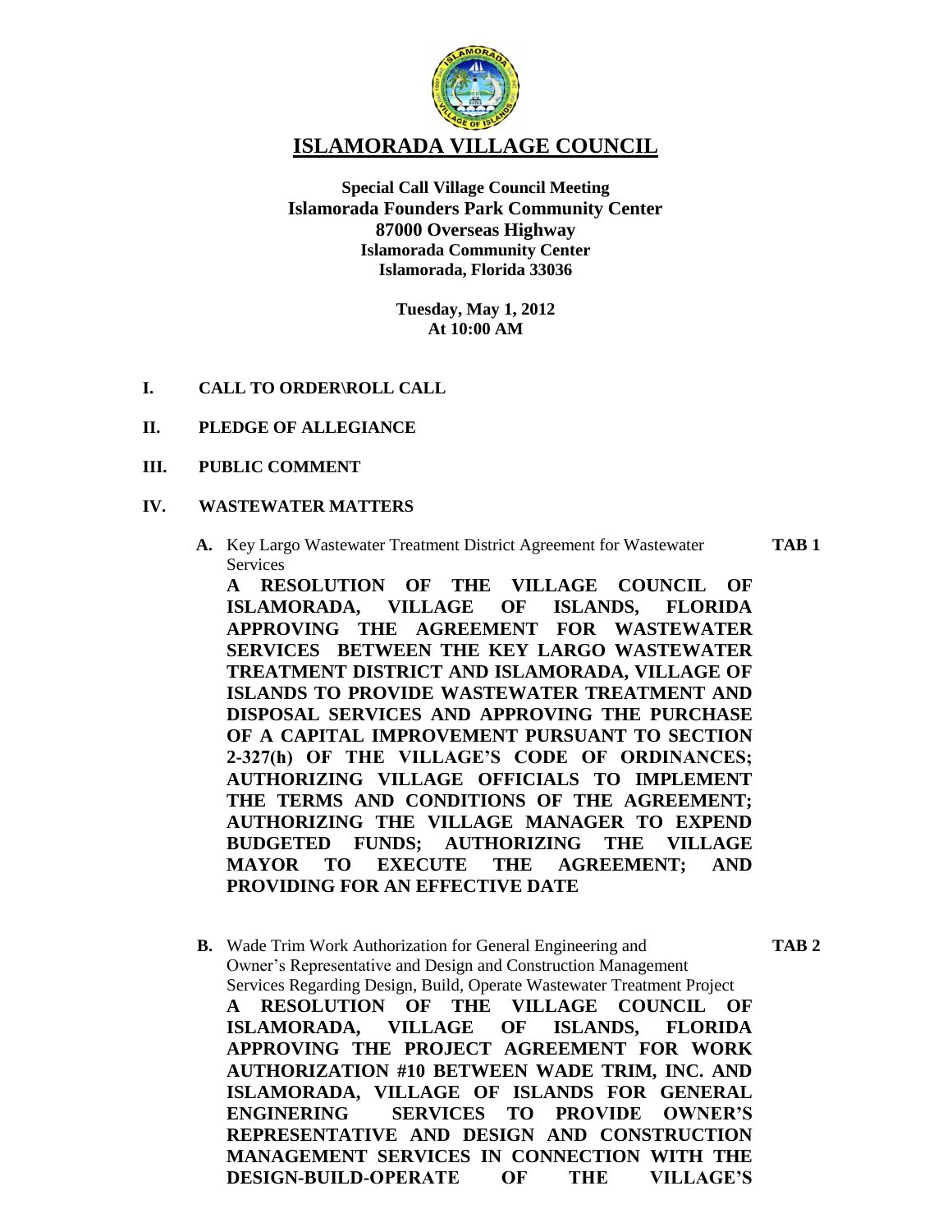# ISLAMORADA VILLAGE COUNCIL

**Special Call Village Council Meeting**
**Islamorada Founders Park Community Center**
**87000 Overseas Highway**
**Islamorada Community Center**
**Islamorada, Florida 33036**

**Tuesday, May 1, 2012**
**At 10:00 AM**

**I. CALL TO ORDER\ROLL CALL**

**II. PLEDGE OF ALLEGIANCE**

**III. PUBLIC COMMENT**

**IV. WASTEWATER MATTERS**

**A.** Key Largo Wastewater Treatment District Agreement for Wastewater Services — **TAB 1**

**A RESOLUTION OF THE VILLAGE COUNCIL OF ISLAMORADA, VILLAGE OF ISLANDS, FLORIDA APPROVING THE AGREEMENT FOR WASTEWATER SERVICES BETWEEN THE KEY LARGO WASTEWATER TREATMENT DISTRICT AND ISLAMORADA, VILLAGE OF ISLANDS TO PROVIDE WASTEWATER TREATMENT AND DISPOSAL SERVICES AND APPROVING THE PURCHASE OF A CAPITAL IMPROVEMENT PURSUANT TO SECTION 2-327(h) OF THE VILLAGE'S CODE OF ORDINANCES; AUTHORIZING VILLAGE OFFICIALS TO IMPLEMENT THE TERMS AND CONDITIONS OF THE AGREEMENT; AUTHORIZING THE VILLAGE MANAGER TO EXPEND BUDGETED FUNDS; AUTHORIZING THE VILLAGE MAYOR TO EXECUTE THE AGREEMENT; AND PROVIDING FOR AN EFFECTIVE DATE**

**B.** Wade Trim Work Authorization for General Engineering and Owner's Representative and Design and Construction Management Services Regarding Design, Build, Operate Wastewater Treatment Project — **TAB 2**

**A RESOLUTION OF THE VILLAGE COUNCIL OF ISLAMORADA, VILLAGE OF ISLANDS, FLORIDA APPROVING THE PROJECT AGREEMENT FOR WORK AUTHORIZATION #10 BETWEEN WADE TRIM, INC. AND ISLAMORADA, VILLAGE OF ISLANDS FOR GENERAL ENGINERING SERVICES TO PROVIDE OWNER'S REPRESENTATIVE AND DESIGN AND CONSTRUCTION MANAGEMENT SERVICES IN CONNECTION WITH THE DESIGN-BUILD-OPERATE OF THE VILLAGE'S**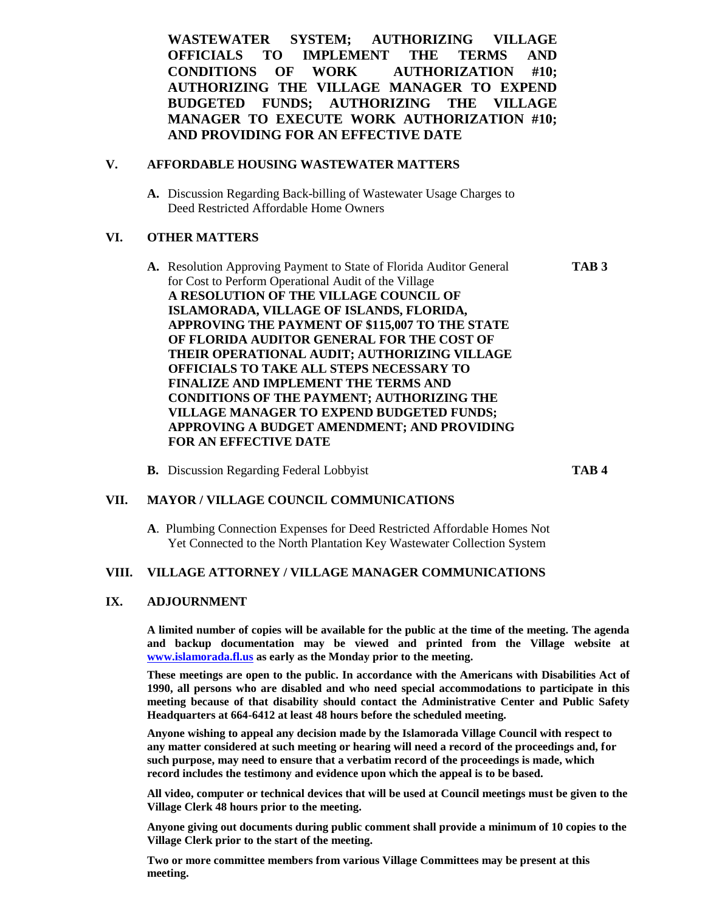**WASTEWATER SYSTEM; AUTHORIZING VILLAGE OFFICIALS TO IMPLEMENT THE TERMS AND CONDITIONS OF WORK AUTHORIZATION #10; AUTHORIZING THE VILLAGE MANAGER TO EXPEND BUDGETED FUNDS; AUTHORIZING THE VILLAGE MANAGER TO EXECUTE WORK AUTHORIZATION #10; AND PROVIDING FOR AN EFFECTIVE DATE**

## V. AFFORDABLE HOUSING WASTEWATER MATTERS

**A.** Discussion Regarding Back-billing of Wastewater Usage Charges to Deed Restricted Affordable Home Owners

## VI. OTHER MATTERS

**A.** Resolution Approving Payment to State of Florida Auditor General for Cost to Perform Operational Audit of the Village **TAB 3**
**A RESOLUTION OF THE VILLAGE COUNCIL OF ISLAMORADA, VILLAGE OF ISLANDS, FLORIDA, APPROVING THE PAYMENT OF $115,007 TO THE STATE OF FLORIDA AUDITOR GENERAL FOR THE COST OF THEIR OPERATIONAL AUDIT; AUTHORIZING VILLAGE OFFICIALS TO TAKE ALL STEPS NECESSARY TO FINALIZE AND IMPLEMENT THE TERMS AND CONDITIONS OF THE PAYMENT; AUTHORIZING THE VILLAGE MANAGER TO EXPEND BUDGETED FUNDS; APPROVING A BUDGET AMENDMENT; AND PROVIDING FOR AN EFFECTIVE DATE**

**B.** Discussion Regarding Federal Lobbyist **TAB 4**

## VII. MAYOR / VILLAGE COUNCIL COMMUNICATIONS

**A**. Plumbing Connection Expenses for Deed Restricted Affordable Homes Not Yet Connected to the North Plantation Key Wastewater Collection System

## VIII. VILLAGE ATTORNEY / VILLAGE MANAGER COMMUNICATIONS

## IX. ADJOURNMENT

**A limited number of copies will be available for the public at the time of the meeting. The agenda and backup documentation may be viewed and printed from the Village website at [www.islamorada.fl.us](www.islamorada.fl.us) as early as the Monday prior to the meeting.**

**These meetings are open to the public. In accordance with the Americans with Disabilities Act of 1990, all persons who are disabled and who need special accommodations to participate in this meeting because of that disability should contact the Administrative Center and Public Safety Headquarters at 664-6412 at least 48 hours before the scheduled meeting.**

**Anyone wishing to appeal any decision made by the Islamorada Village Council with respect to any matter considered at such meeting or hearing will need a record of the proceedings and, for such purpose, may need to ensure that a verbatim record of the proceedings is made, which record includes the testimony and evidence upon which the appeal is to be based.**

**All video, computer or technical devices that will be used at Council meetings must be given to the Village Clerk 48 hours prior to the meeting.**

**Anyone giving out documents during public comment shall provide a minimum of 10 copies to the Village Clerk prior to the start of the meeting.**

**Two or more committee members from various Village Committees may be present at this meeting.**